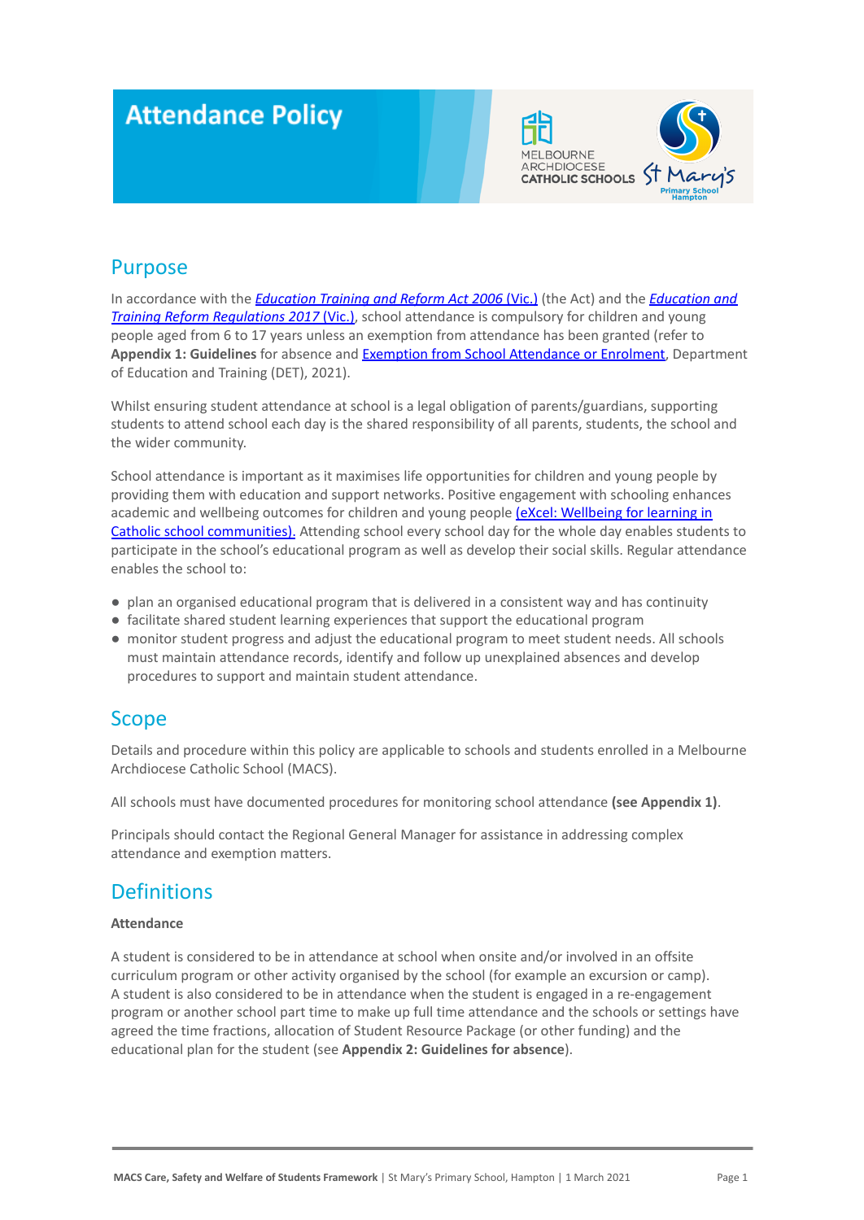# Attendance Policy

## Purpose

In accordance with the *Education Training and Reform Act 2006* (Vic.) (the Act) and the *Education and Training Reform Regulations 2017* (Vic.), school attendance is compulsory for children and young people aged from 6 to 17 years unless an exemption from attendance has been granted (refer to **Appendix 1: Guidelines** for absence and Exemption from School Attendance or Enrolment, Department of Education and Training (DET), 2021).

Whilst ensuring student attendance at school is a legal obligation of parents/guardians, supporting students to attend school each day is the shared responsibility of all parents, students, the school and the wider community.

School attendance is important as it maximises life opportunities for children and young people by providing them with education and support networks. Positive engagement with schooling enhances academic and wellbeing outcomes for children and young people (eXcel: Wellbeing for learning in Catholic school communities). Attending school every school day for the whole day enables students to participate in the school's educational program as well as develop their social skills. Regular attendance enables the school to:

- plan an organised educational program that is delivered in a consistent way and has continuity
- facilitate shared student learning experiences that support the educational program
- monitor student progress and adjust the educational program to meet student needs. All schools must maintain attendance records, identify and follow up unexplained absences and develop procedures to support and maintain student attendance.

## Scope

Details and procedure within this policy are applicable to schools and students enrolled in a Melbourne Archdiocese Catholic School (MACS).

All schools must have documented procedures for monitoring school attendance **(see Appendix 1)**.

Principals should contact the Regional General Manager for assistance in addressing complex attendance and exemption matters.

## Definitions

**Attendance**

A student is considered to be in attendance at school when onsite and/or involved in an offsite curriculum program or other activity organised by the school (for example an excursion or camp). A student is also considered to be in attendance when the student is engaged in a re-engagement program or another school part time to make up full time attendance and the schools or settings have agreed the time fractions, allocation of Student Resource Package (or other funding) and the educational plan for the student (see **Appendix 2: Guidelines for absence**).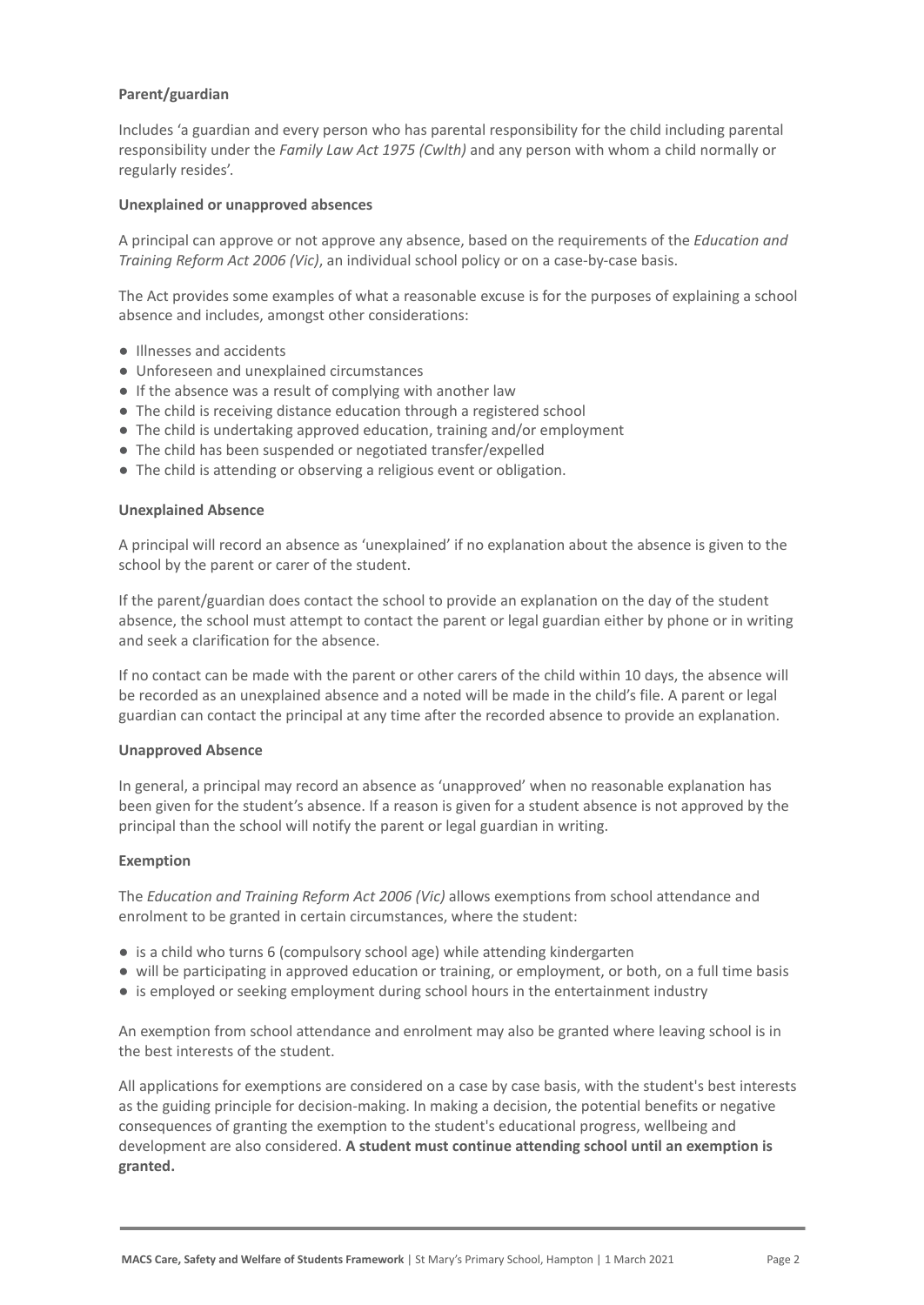**Parent/guardian**

Includes 'a guardian and every person who has parental responsibility for the child including parental responsibility under the *Family Law Act 1975 (Cwlth)* and any person with whom a child normally or regularly resides'.

**Unexplained or unapproved absences**

A principal can approve or not approve any absence, based on the requirements of the *Education and Training Reform Act 2006 (Vic)*, an individual school policy or on a case-by-case basis.

The Act provides some examples of what a reasonable excuse is for the purposes of explaining a school absence and includes, amongst other considerations:

- Illnesses and accidents
- Unforeseen and unexplained circumstances
- If the absence was a result of complying with another law
- The child is receiving distance education through a registered school
- The child is undertaking approved education, training and/or employment
- The child has been suspended or negotiated transfer/expelled
- The child is attending or observing a religious event or obligation.

**Unexplained Absence**

A principal will record an absence as 'unexplained' if no explanation about the absence is given to the school by the parent or carer of the student.

If the parent/guardian does contact the school to provide an explanation on the day of the student absence, the school must attempt to contact the parent or legal guardian either by phone or in writing and seek a clarification for the absence.

If no contact can be made with the parent or other carers of the child within 10 days, the absence will be recorded as an unexplained absence and a noted will be made in the child's file. A parent or legal guardian can contact the principal at any time after the recorded absence to provide an explanation.

**Unapproved Absence**

In general, a principal may record an absence as 'unapproved' when no reasonable explanation has been given for the student's absence. If a reason is given for a student absence is not approved by the principal than the school will notify the parent or legal guardian in writing.

**Exemption**

The *Education and Training Reform Act 2006 (Vic)* allows exemptions from school attendance and enrolment to be granted in certain circumstances, where the student:

- is a child who turns 6 (compulsory school age) while attending kindergarten
- will be participating in approved education or training, or employment, or both, on a full time basis
- is employed or seeking employment during school hours in the entertainment industry

An exemption from school attendance and enrolment may also be granted where leaving school is in the best interests of the student.

All applications for exemptions are considered on a case by case basis, with the student's best interests as the guiding principle for decision-making. In making a decision, the potential benefits or negative consequences of granting the exemption to the student's educational progress, wellbeing and development are also considered. **A student must continue attending school until an exemption is granted.**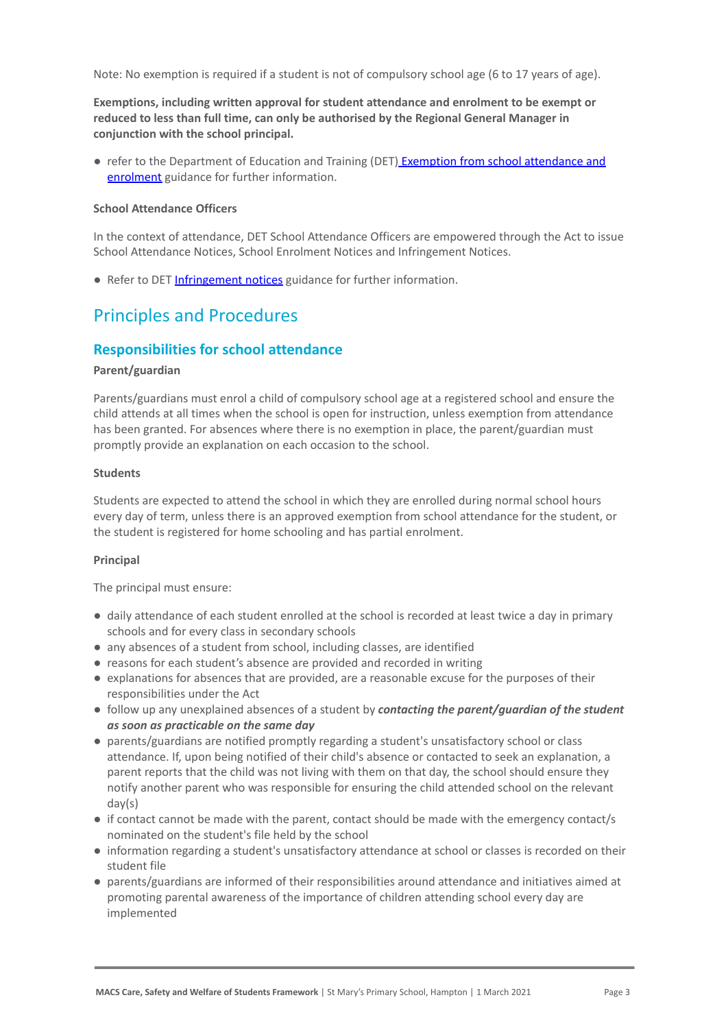Note: No exemption is required if a student is not of compulsory school age (6 to 17 years of age).

**Exemptions, including written approval for student attendance and enrolment to be exempt or reduced to less than full time, can only be authorised by the Regional General Manager in conjunction with the school principal.**

- refer to the Department of Education and Training (DET) Exemption from school attendance and enrolment guidance for further information.

**School Attendance Officers**

In the context of attendance, DET School Attendance Officers are empowered through the Act to issue School Attendance Notices, School Enrolment Notices and Infringement Notices.

- Refer to DET Infringement notices guidance for further information.

# Principles and Procedures

## Responsibilities for school attendance

**Parent/guardian**

Parents/guardians must enrol a child of compulsory school age at a registered school and ensure the child attends at all times when the school is open for instruction, unless exemption from attendance has been granted. For absences where there is no exemption in place, the parent/guardian must promptly provide an explanation on each occasion to the school.

**Students**

Students are expected to attend the school in which they are enrolled during normal school hours every day of term, unless there is an approved exemption from school attendance for the student, or the student is registered for home schooling and has partial enrolment.

**Principal**

The principal must ensure:

- daily attendance of each student enrolled at the school is recorded at least twice a day in primary schools and for every class in secondary schools
- any absences of a student from school, including classes, are identified
- reasons for each student's absence are provided and recorded in writing
- explanations for absences that are provided, are a reasonable excuse for the purposes of their responsibilities under the Act
- follow up any unexplained absences of a student by ***contacting the parent/guardian of the student as soon as practicable on the same day***
- parents/guardians are notified promptly regarding a student's unsatisfactory school or class attendance. If, upon being notified of their child's absence or contacted to seek an explanation, a parent reports that the child was not living with them on that day, the school should ensure they notify another parent who was responsible for ensuring the child attended school on the relevant day(s)
- if contact cannot be made with the parent, contact should be made with the emergency contact/s nominated on the student's file held by the school
- information regarding a student's unsatisfactory attendance at school or classes is recorded on their student file
- parents/guardians are informed of their responsibilities around attendance and initiatives aimed at promoting parental awareness of the importance of children attending school every day are implemented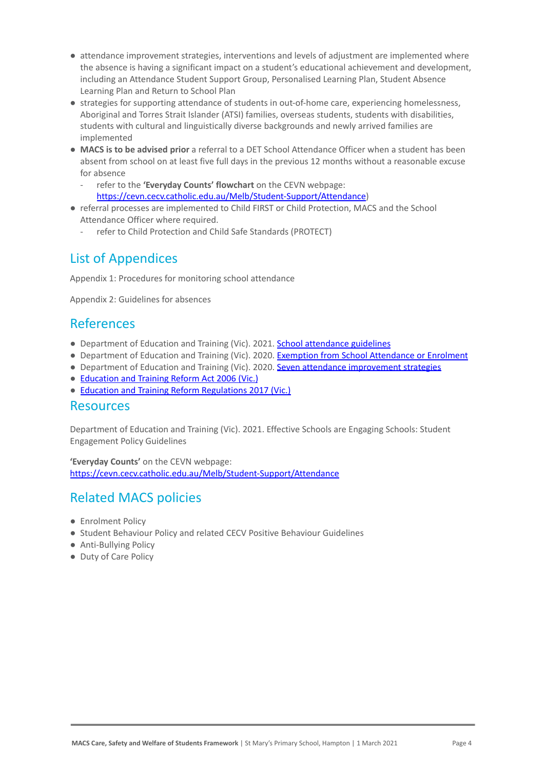- attendance improvement strategies, interventions and levels of adjustment are implemented where the absence is having a significant impact on a student's educational achievement and development, including an Attendance Student Support Group, Personalised Learning Plan, Student Absence Learning Plan and Return to School Plan
- strategies for supporting attendance of students in out-of-home care, experiencing homelessness, Aboriginal and Torres Strait Islander (ATSI) families, overseas students, students with disabilities, students with cultural and linguistically diverse backgrounds and newly arrived families are implemented
- **MACS is to be advised prior** a referral to a DET School Attendance Officer when a student has been absent from school on at least five full days in the previous 12 months without a reasonable excuse for absence
  - refer to the **'Everyday Counts' flowchart** on the CEVN webpage: [https://cevn.cecv.catholic.edu.au/Melb/Student-Support/Attendance](https://cevn.cecv.catholic.edu.au/Melb/Student-Support/Attendance))
- referral processes are implemented to Child FIRST or Child Protection, MACS and the School Attendance Officer where required.
  - refer to Child Protection and Child Safe Standards (PROTECT)

## List of Appendices

Appendix 1: Procedures for monitoring school attendance

Appendix 2: Guidelines for absences

## References

- Department of Education and Training (Vic). 2021. School attendance guidelines
- Department of Education and Training (Vic). 2020. Exemption from School Attendance or Enrolment
- Department of Education and Training (Vic). 2020. Seven attendance improvement strategies
- Education and Training Reform Act 2006 (Vic.)
- Education and Training Reform Regulations 2017 (Vic.)

## Resources

Department of Education and Training (Vic). 2021. Effective Schools are Engaging Schools: Student Engagement Policy Guidelines

**'Everyday Counts'** on the CEVN webpage:
[https://cevn.cecv.catholic.edu.au/Melb/Student-Support/Attendance](https://cevn.cecv.catholic.edu.au/Melb/Student-Support/Attendance)

## Related MACS policies

- Enrolment Policy
- Student Behaviour Policy and related CECV Positive Behaviour Guidelines
- Anti-Bullying Policy
- Duty of Care Policy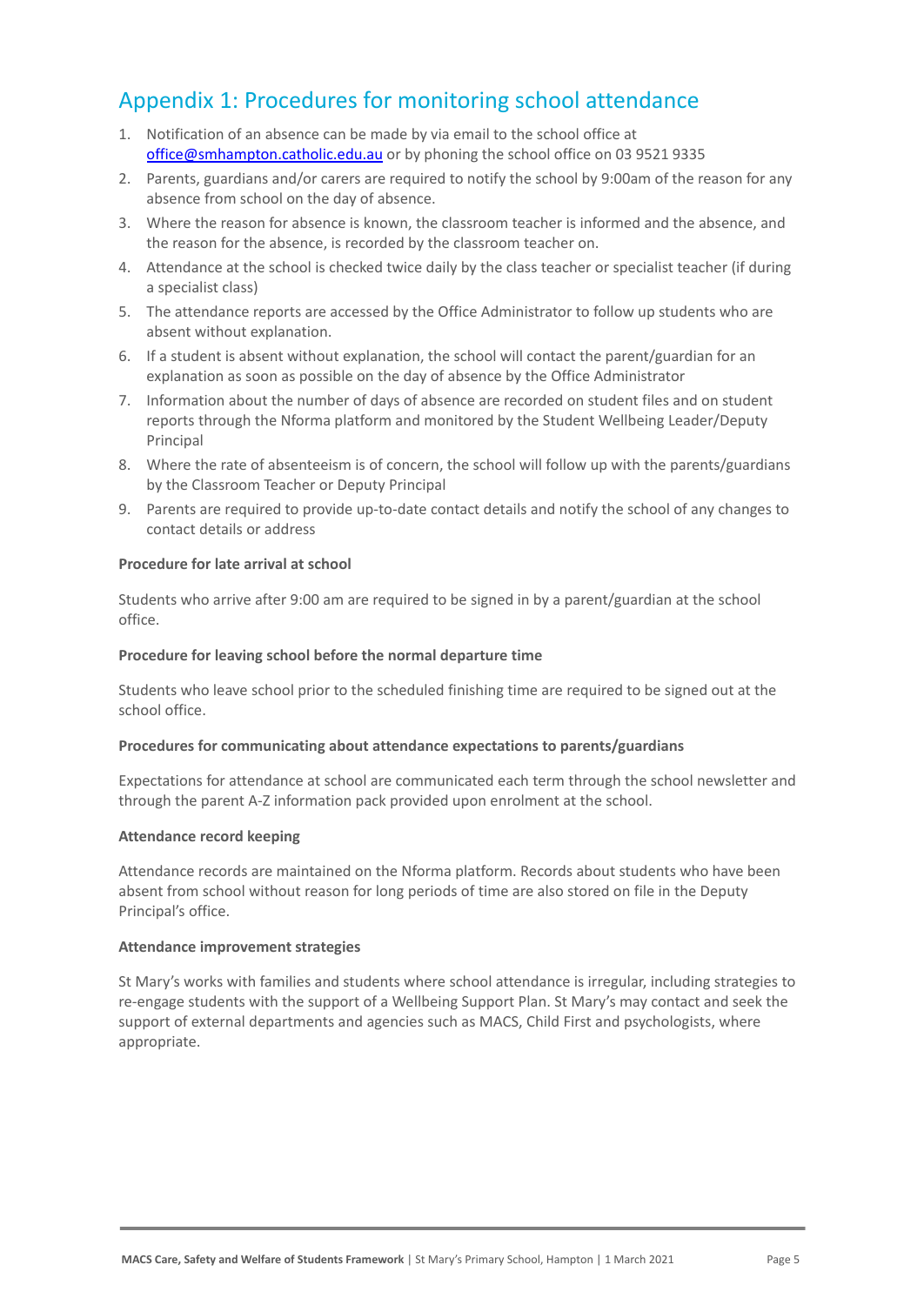## Appendix 1: Procedures for monitoring school attendance

1. Notification of an absence can be made by via email to the school office at office@smhampton.catholic.edu.au or by phoning the school office on 03 9521 9335
2. Parents, guardians and/or carers are required to notify the school by 9:00am of the reason for any absence from school on the day of absence.
3. Where the reason for absence is known, the classroom teacher is informed and the absence, and the reason for the absence, is recorded by the classroom teacher on.
4. Attendance at the school is checked twice daily by the class teacher or specialist teacher (if during a specialist class)
5. The attendance reports are accessed by the Office Administrator to follow up students who are absent without explanation.
6. If a student is absent without explanation, the school will contact the parent/guardian for an explanation as soon as possible on the day of absence by the Office Administrator
7. Information about the number of days of absence are recorded on student files and on student reports through the Nforma platform and monitored by the Student Wellbeing Leader/Deputy Principal
8. Where the rate of absenteeism is of concern, the school will follow up with the parents/guardians by the Classroom Teacher or Deputy Principal
9. Parents are required to provide up-to-date contact details and notify the school of any changes to contact details or address

**Procedure for late arrival at school**

Students who arrive after 9:00 am are required to be signed in by a parent/guardian at the school office.

**Procedure for leaving school before the normal departure time**

Students who leave school prior to the scheduled finishing time are required to be signed out at the school office.

**Procedures for communicating about attendance expectations to parents/guardians**

Expectations for attendance at school are communicated each term through the school newsletter and through the parent A-Z information pack provided upon enrolment at the school.

**Attendance record keeping**

Attendance records are maintained on the Nforma platform. Records about students who have been absent from school without reason for long periods of time are also stored on file in the Deputy Principal's office.

**Attendance improvement strategies**

St Mary's works with families and students where school attendance is irregular, including strategies to re-engage students with the support of a Wellbeing Support Plan. St Mary's may contact and seek the support of external departments and agencies such as MACS, Child First and psychologists, where appropriate.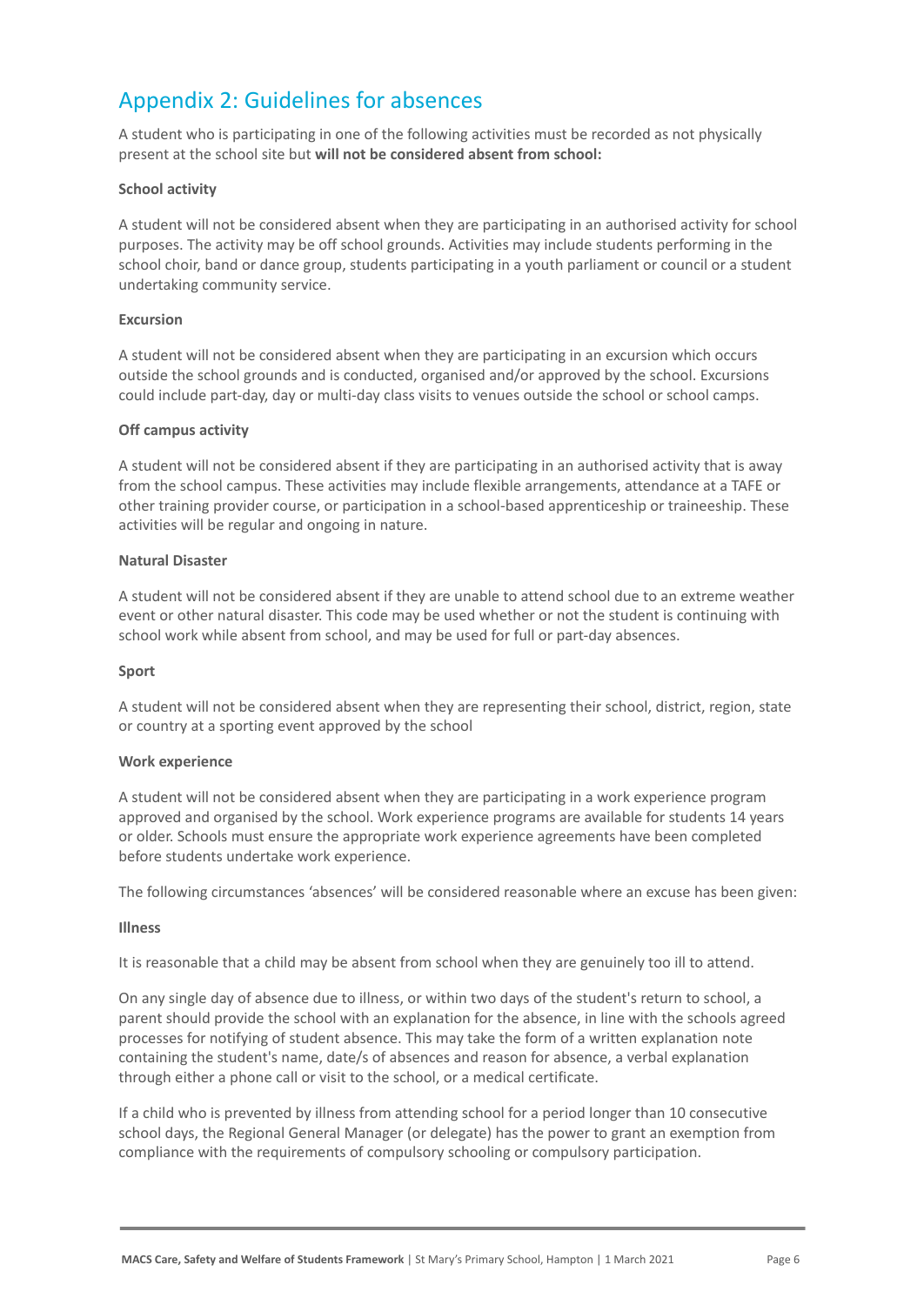## Appendix 2: Guidelines for absences

A student who is participating in one of the following activities must be recorded as not physically present at the school site but **will not be considered absent from school:**

**School activity**

A student will not be considered absent when they are participating in an authorised activity for school purposes. The activity may be off school grounds. Activities may include students performing in the school choir, band or dance group, students participating in a youth parliament or council or a student undertaking community service.

**Excursion**

A student will not be considered absent when they are participating in an excursion which occurs outside the school grounds and is conducted, organised and/or approved by the school. Excursions could include part-day, day or multi-day class visits to venues outside the school or school camps.

**Off campus activity**

A student will not be considered absent if they are participating in an authorised activity that is away from the school campus. These activities may include flexible arrangements, attendance at a TAFE or other training provider course, or participation in a school-based apprenticeship or traineeship. These activities will be regular and ongoing in nature.

**Natural Disaster**

A student will not be considered absent if they are unable to attend school due to an extreme weather event or other natural disaster. This code may be used whether or not the student is continuing with school work while absent from school, and may be used for full or part-day absences.

**Sport**

A student will not be considered absent when they are representing their school, district, region, state or country at a sporting event approved by the school

**Work experience**

A student will not be considered absent when they are participating in a work experience program approved and organised by the school. Work experience programs are available for students 14 years or older. Schools must ensure the appropriate work experience agreements have been completed before students undertake work experience.

The following circumstances 'absences' will be considered reasonable where an excuse has been given:

**Illness**

It is reasonable that a child may be absent from school when they are genuinely too ill to attend.

On any single day of absence due to illness, or within two days of the student's return to school, a parent should provide the school with an explanation for the absence, in line with the schools agreed processes for notifying of student absence. This may take the form of a written explanation note containing the student's name, date/s of absences and reason for absence, a verbal explanation through either a phone call or visit to the school, or a medical certificate.

If a child who is prevented by illness from attending school for a period longer than 10 consecutive school days, the Regional General Manager (or delegate) has the power to grant an exemption from compliance with the requirements of compulsory schooling or compulsory participation.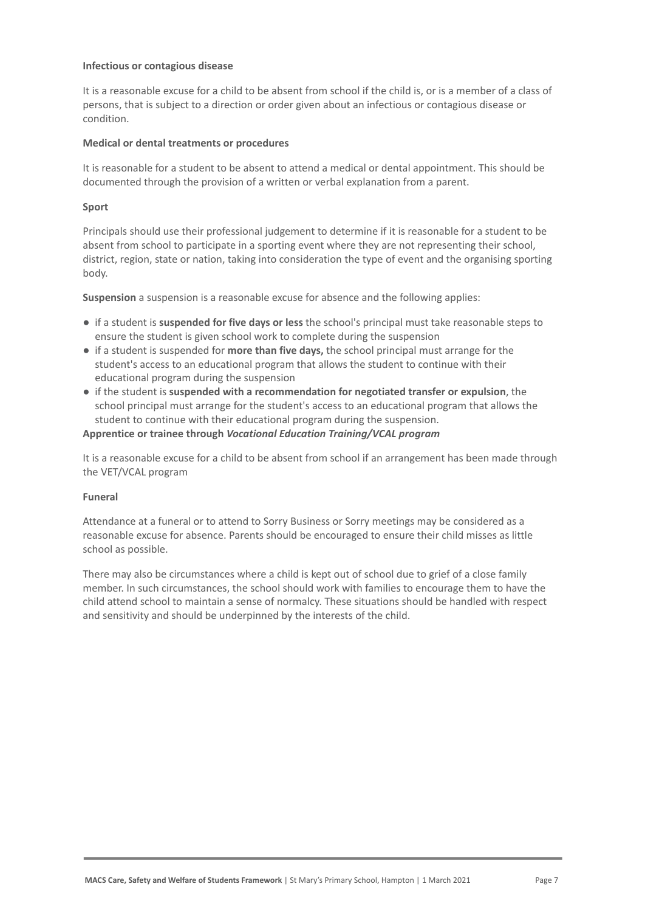**Infectious or contagious disease**

It is a reasonable excuse for a child to be absent from school if the child is, or is a member of a class of persons, that is subject to a direction or order given about an infectious or contagious disease or condition.

**Medical or dental treatments or procedures**

It is reasonable for a student to be absent to attend a medical or dental appointment. This should be documented through the provision of a written or verbal explanation from a parent.

**Sport**

Principals should use their professional judgement to determine if it is reasonable for a student to be absent from school to participate in a sporting event where they are not representing their school, district, region, state or nation, taking into consideration the type of event and the organising sporting body.

**Suspension** a suspension is a reasonable excuse for absence and the following applies:

- if a student is **suspended for five days or less** the school's principal must take reasonable steps to ensure the student is given school work to complete during the suspension
- if a student is suspended for **more than five days,** the school principal must arrange for the student's access to an educational program that allows the student to continue with their educational program during the suspension
- if the student is **suspended with a recommendation for negotiated transfer or expulsion**, the school principal must arrange for the student's access to an educational program that allows the student to continue with their educational program during the suspension.

**Apprentice or trainee through *Vocational Education Training/VCAL program***

It is a reasonable excuse for a child to be absent from school if an arrangement has been made through the VET/VCAL program

**Funeral**

Attendance at a funeral or to attend to Sorry Business or Sorry meetings may be considered as a reasonable excuse for absence. Parents should be encouraged to ensure their child misses as little school as possible.

There may also be circumstances where a child is kept out of school due to grief of a close family member. In such circumstances, the school should work with families to encourage them to have the child attend school to maintain a sense of normalcy. These situations should be handled with respect and sensitivity and should be underpinned by the interests of the child.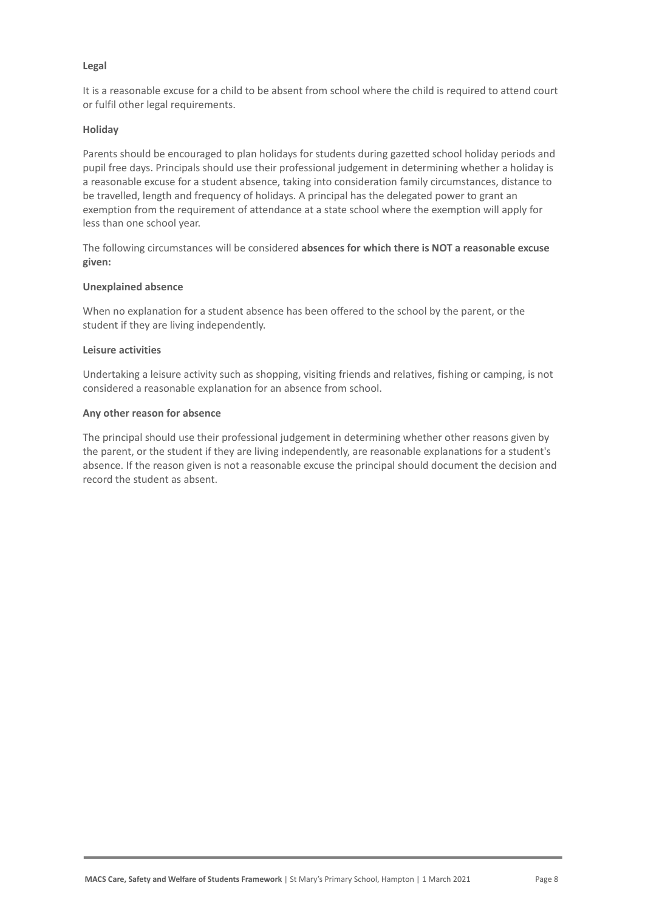**Legal**

It is a reasonable excuse for a child to be absent from school where the child is required to attend court or fulfil other legal requirements.

**Holiday**

Parents should be encouraged to plan holidays for students during gazetted school holiday periods and pupil free days. Principals should use their professional judgement in determining whether a holiday is a reasonable excuse for a student absence, taking into consideration family circumstances, distance to be travelled, length and frequency of holidays. A principal has the delegated power to grant an exemption from the requirement of attendance at a state school where the exemption will apply for less than one school year.

The following circumstances will be considered **absences for which there is NOT a reasonable excuse given:**

**Unexplained absence**

When no explanation for a student absence has been offered to the school by the parent, or the student if they are living independently.

**Leisure activities**

Undertaking a leisure activity such as shopping, visiting friends and relatives, fishing or camping, is not considered a reasonable explanation for an absence from school.

**Any other reason for absence**

The principal should use their professional judgement in determining whether other reasons given by the parent, or the student if they are living independently, are reasonable explanations for a student's absence. If the reason given is not a reasonable excuse the principal should document the decision and record the student as absent.